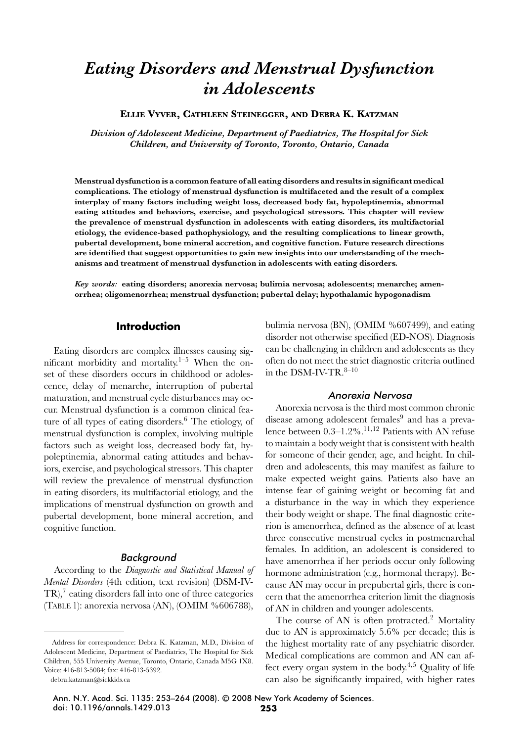# *Eating Disorders and Menstrual Dysfunction in Adolescents*

**Ellie Vyver, Cathleen Steinegger, and Debra K. Katzman**

***Division of Adolescent Medicine, Department of Paediatrics, The Hospital for Sick Children, and University of Toronto, Toronto, Ontario, Canada***

**Menstrual dysfunction is a common feature of all eating disorders and results in significant medical complications. The etiology of menstrual dysfunction is multifaceted and the result of a complex interplay of many factors including weight loss, decreased body fat, hypoleptinemia, abnormal eating attitudes and behaviors, exercise, and psychological stressors. This chapter will review the prevalence of menstrual dysfunction in adolescents with eating disorders, its multifactorial etiology, the evidence-based pathophysiology, and the resulting complications to linear growth, pubertal development, bone mineral accretion, and cognitive function. Future research directions are identified that suggest opportunities to gain new insights into our understanding of the mechanisms and treatment of menstrual dysfunction in adolescents with eating disorders.**

***Key words:*** **eating disorders; anorexia nervosa; bulimia nervosa; adolescents; menarche; amenorrhea; oligomenorrhea; menstrual dysfunction; pubertal delay; hypothalamic hypogonadism**

## Introduction

Eating disorders are complex illnesses causing significant morbidity and mortality.[1–5] When the onset of these disorders occurs in childhood or adolescence, delay of menarche, interruption of pubertal maturation, and menstrual cycle disturbances may occur. Menstrual dysfunction is a common clinical feature of all types of eating disorders.[6] The etiology of menstrual dysfunction is complex, involving multiple factors such as weight loss, decreased body fat, hypoleptinemia, abnormal eating attitudes and behaviors, exercise, and psychological stressors. This chapter will review the prevalence of menstrual dysfunction in eating disorders, its multifactorial etiology, and the implications of menstrual dysfunction on growth and pubertal development, bone mineral accretion, and cognitive function.

### *Background*

According to the *Diagnostic and Statistical Manual of Mental Disorders* (4th edition, text revision) (DSM-IV-TR),[7] eating disorders fall into one of three categories (Table 1): anorexia nervosa (AN), (OMIM %606788), bulimia nervosa (BN), (OMIM %607499), and eating disorder not otherwise specified (ED-NOS). Diagnosis can be challenging in children and adolescents as they often do not meet the strict diagnostic criteria outlined in the DSM-IV-TR.[8–10]

### *Anorexia Nervosa*

Anorexia nervosa is the third most common chronic disease among adolescent females[9] and has a prevalence between 0.3–1.2%.[11,12] Patients with AN refuse to maintain a body weight that is consistent with health for someone of their gender, age, and height. In children and adolescents, this may manifest as failure to make expected weight gains. Patients also have an intense fear of gaining weight or becoming fat and a disturbance in the way in which they experience their body weight or shape. The final diagnostic criterion is amenorrhea, defined as the absence of at least three consecutive menstrual cycles in postmenarchal females. In addition, an adolescent is considered to have amenorrhea if her periods occur only following hormone administration (e.g., hormonal therapy). Because AN may occur in prepubertal girls, there is concern that the amenorrhea criterion limit the diagnosis of AN in children and younger adolescents.

The course of AN is often protracted.[2] Mortality due to AN is approximately 5.6% per decade; this is the highest mortality rate of any psychiatric disorder. Medical complications are common and AN can affect every organ system in the body.[4,5] Quality of life can also be significantly impaired, with higher rates

---

Address for correspondence: Debra K. Katzman, M.D., Division of Adolescent Medicine, Department of Paediatrics, The Hospital for Sick Children, 555 University Avenue, Toronto, Ontario, Canada M5G 1X8. Voice: 416-813-5084; fax: 416-813-5392.
debra.katzman@sickkids.ca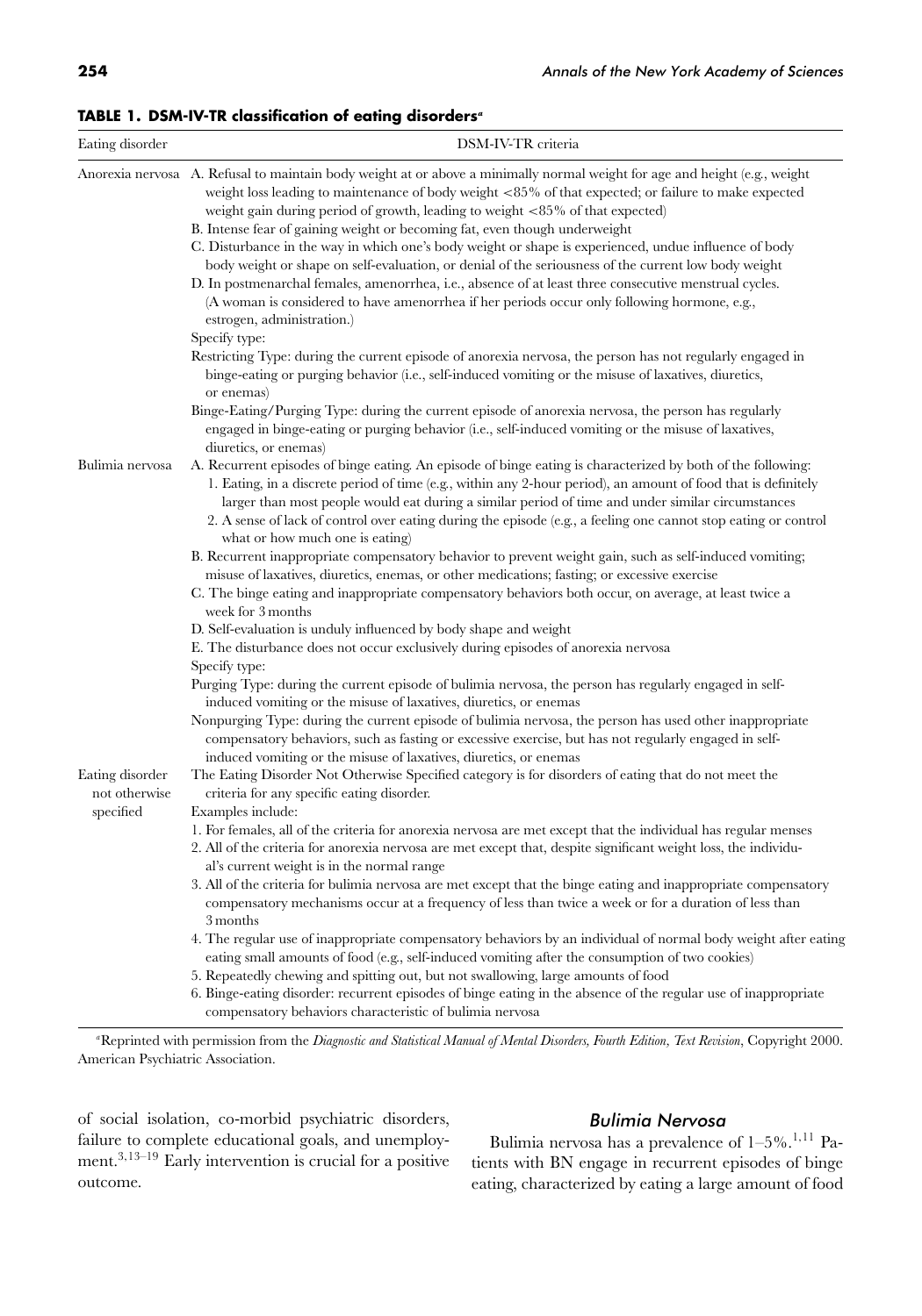**TABLE 1. DSM-IV-TR classification of eating disorders[a]**

| Eating disorder | DSM-IV-TR criteria |
|---|---|
| Anorexia nervosa | A. Refusal to maintain body weight at or above a minimally normal weight for age and height (e.g., weight weight loss leading to maintenance of body weight <85% of that expected; or failure to make expected weight gain during period of growth, leading to weight <85% of that expected)<br>B. Intense fear of gaining weight or becoming fat, even though underweight<br>C. Disturbance in the way in which one's body weight or shape is experienced, undue influence of body body weight or shape on self-evaluation, or denial of the seriousness of the current low body weight<br>D. In postmenarchal females, amenorrhea, i.e., absence of at least three consecutive menstrual cycles. (A woman is considered to have amenorrhea if her periods occur only following hormone, e.g., estrogen, administration.)<br>Specify type:<br>Restricting Type: during the current episode of anorexia nervosa, the person has not regularly engaged in binge-eating or purging behavior (i.e., self-induced vomiting or the misuse of laxatives, diuretics, or enemas)<br>Binge-Eating/Purging Type: during the current episode of anorexia nervosa, the person has regularly engaged in binge-eating or purging behavior (i.e., self-induced vomiting or the misuse of laxatives, diuretics, or enemas) |
| Bulimia nervosa | A. Recurrent episodes of binge eating. An episode of binge eating is characterized by both of the following:<br>1. Eating, in a discrete period of time (e.g., within any 2-hour period), an amount of food that is definitely larger than most people would eat during a similar period of time and under similar circumstances<br>2. A sense of lack of control over eating during the episode (e.g., a feeling one cannot stop eating or control what or how much one is eating)<br>B. Recurrent inappropriate compensatory behavior to prevent weight gain, such as self-induced vomiting; misuse of laxatives, diuretics, enemas, or other medications; fasting; or excessive exercise<br>C. The binge eating and inappropriate compensatory behaviors both occur, on average, at least twice a week for 3 months<br>D. Self-evaluation is unduly influenced by body shape and weight<br>E. The disturbance does not occur exclusively during episodes of anorexia nervosa<br>Specify type:<br>Purging Type: during the current episode of bulimia nervosa, the person has regularly engaged in self-induced vomiting or the misuse of laxatives, diuretics, or enemas<br>Nonpurging Type: during the current episode of bulimia nervosa, the person has used other inappropriate compensatory behaviors, such as fasting or excessive exercise, but has not regularly engaged in self-induced vomiting or the misuse of laxatives, diuretics, or enemas |
| Eating disorder not otherwise specified | The Eating Disorder Not Otherwise Specified category is for disorders of eating that do not meet the criteria for any specific eating disorder.<br>Examples include:<br>1. For females, all of the criteria for anorexia nervosa are met except that the individual has regular menses<br>2. All of the criteria for anorexia nervosa are met except that, despite significant weight loss, the individual's current weight is in the normal range<br>3. All of the criteria for bulimia nervosa are met except that the binge eating and inappropriate compensatory compensatory mechanisms occur at a frequency of less than twice a week or for a duration of less than 3 months<br>4. The regular use of inappropriate compensatory behaviors by an individual of normal body weight after eating eating small amounts of food (e.g., self-induced vomiting after the consumption of two cookies)<br>5. Repeatedly chewing and spitting out, but not swallowing, large amounts of food<br>6. Binge-eating disorder: recurrent episodes of binge eating in the absence of the regular use of inappropriate compensatory behaviors characteristic of bulimia nervosa |

[a]Reprinted with permission from the *Diagnostic and Statistical Manual of Mental Disorders, Fourth Edition, Text Revision*, Copyright 2000. American Psychiatric Association.

of social isolation, co-morbid psychiatric disorders, failure to complete educational goals, and unemployment.[3,13–19] Early intervention is crucial for a positive outcome.

### *Bulimia Nervosa*

Bulimia nervosa has a prevalence of 1–5%.[1,11] Patients with BN engage in recurrent episodes of binge eating, characterized by eating a large amount of food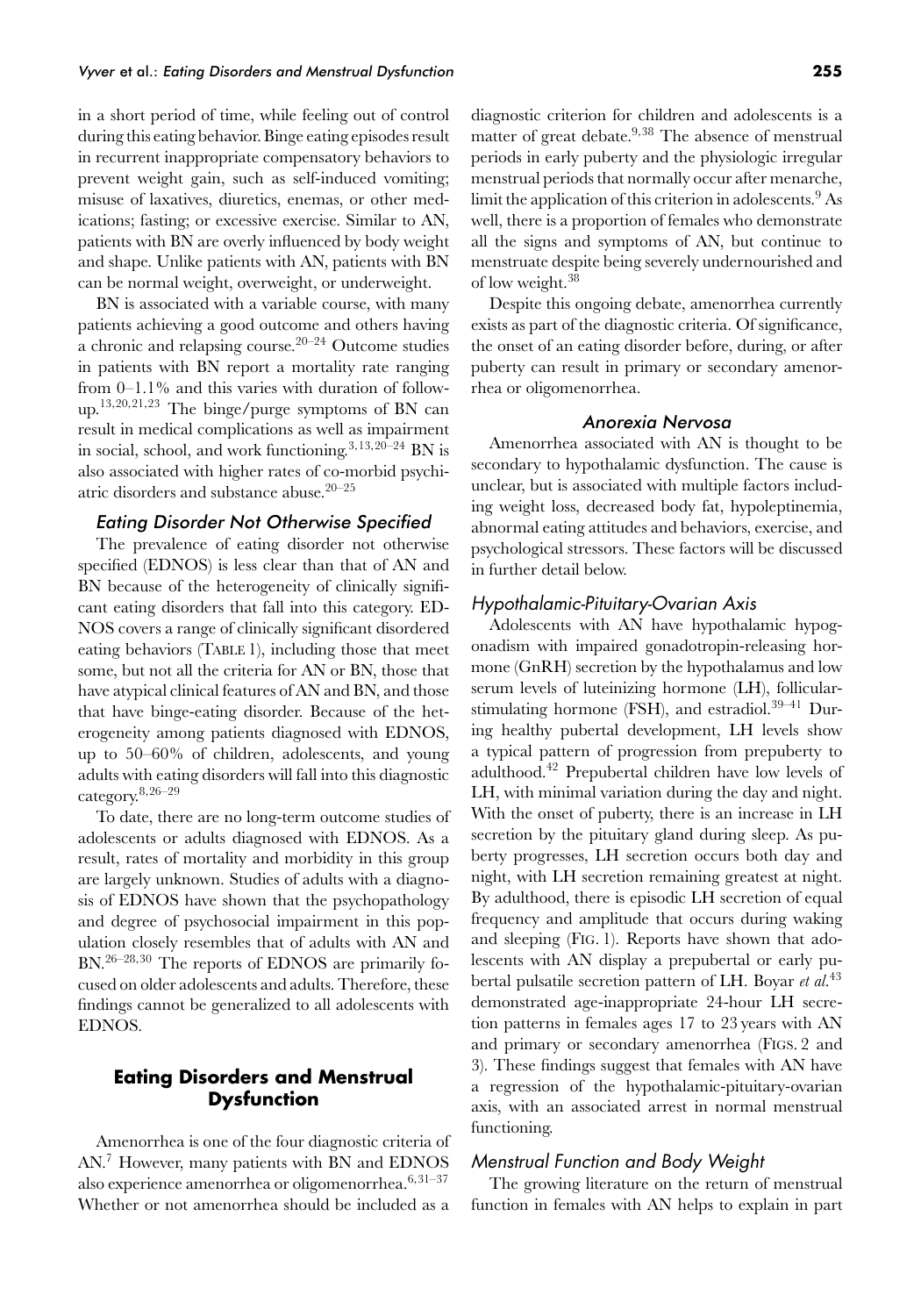in a short period of time, while feeling out of control during this eating behavior. Binge eating episodes result in recurrent inappropriate compensatory behaviors to prevent weight gain, such as self-induced vomiting; misuse of laxatives, diuretics, enemas, or other medications; fasting; or excessive exercise. Similar to AN, patients with BN are overly influenced by body weight and shape. Unlike patients with AN, patients with BN can be normal weight, overweight, or underweight.

BN is associated with a variable course, with many patients achieving a good outcome and others having a chronic and relapsing course.[20–24] Outcome studies in patients with BN report a mortality rate ranging from 0–1.1% and this varies with duration of follow-up.[13,20,21,23] The binge/purge symptoms of BN can result in medical complications as well as impairment in social, school, and work functioning.[3,13,20–24] BN is also associated with higher rates of co-morbid psychiatric disorders and substance abuse.[20–25]

### *Eating Disorder Not Otherwise Specified*

The prevalence of eating disorder not otherwise specified (EDNOS) is less clear than that of AN and BN because of the heterogeneity of clinically significant eating disorders that fall into this category. EDNOS covers a range of clinically significant disordered eating behaviors (TABLE 1), including those that meet some, but not all the criteria for AN or BN, those that have atypical clinical features of AN and BN, and those that have binge-eating disorder. Because of the heterogeneity among patients diagnosed with EDNOS, up to 50–60% of children, adolescents, and young adults with eating disorders will fall into this diagnostic category.[8,26–29]

To date, there are no long-term outcome studies of adolescents or adults diagnosed with EDNOS. As a result, rates of mortality and morbidity in this group are largely unknown. Studies of adults with a diagnosis of EDNOS have shown that the psychopathology and degree of psychosocial impairment in this population closely resembles that of adults with AN and BN.[26–28,30] The reports of EDNOS are primarily focused on older adolescents and adults. Therefore, these findings cannot be generalized to all adolescents with EDNOS.

## Eating Disorders and Menstrual Dysfunction

Amenorrhea is one of the four diagnostic criteria of AN.[7] However, many patients with BN and EDNOS also experience amenorrhea or oligomenorrhea.[6,31–37] Whether or not amenorrhea should be included as a diagnostic criterion for children and adolescents is a matter of great debate.[9,38] The absence of menstrual periods in early puberty and the physiologic irregular menstrual periods that normally occur after menarche, limit the application of this criterion in adolescents.[9] As well, there is a proportion of females who demonstrate all the signs and symptoms of AN, but continue to menstruate despite being severely undernourished and of low weight.[38]

Despite this ongoing debate, amenorrhea currently exists as part of the diagnostic criteria. Of significance, the onset of an eating disorder before, during, or after puberty can result in primary or secondary amenorrhea or oligomenorrhea.

### *Anorexia Nervosa*

Amenorrhea associated with AN is thought to be secondary to hypothalamic dysfunction. The cause is unclear, but is associated with multiple factors including weight loss, decreased body fat, hypoleptinemia, abnormal eating attitudes and behaviors, exercise, and psychological stressors. These factors will be discussed in further detail below.

### *Hypothalamic-Pituitary-Ovarian Axis*

Adolescents with AN have hypothalamic hypogonadism with impaired gonadotropin-releasing hormone (GnRH) secretion by the hypothalamus and low serum levels of luteinizing hormone (LH), follicular-stimulating hormone (FSH), and estradiol.[39–41] During healthy pubertal development, LH levels show a typical pattern of progression from prepuberty to adulthood.[42] Prepubertal children have low levels of LH, with minimal variation during the day and night. With the onset of puberty, there is an increase in LH secretion by the pituitary gland during sleep. As puberty progresses, LH secretion occurs both day and night, with LH secretion remaining greatest at night. By adulthood, there is episodic LH secretion of equal frequency and amplitude that occurs during waking and sleeping (FIG. 1). Reports have shown that adolescents with AN display a prepubertal or early pubertal pulsatile secretion pattern of LH. Boyar *et al.*[43] demonstrated age-inappropriate 24-hour LH secretion patterns in females ages 17 to 23 years with AN and primary or secondary amenorrhea (FIGS. 2 and 3). These findings suggest that females with AN have a regression of the hypothalamic-pituitary-ovarian axis, with an associated arrest in normal menstrual functioning.

### *Menstrual Function and Body Weight*

The growing literature on the return of menstrual function in females with AN helps to explain in part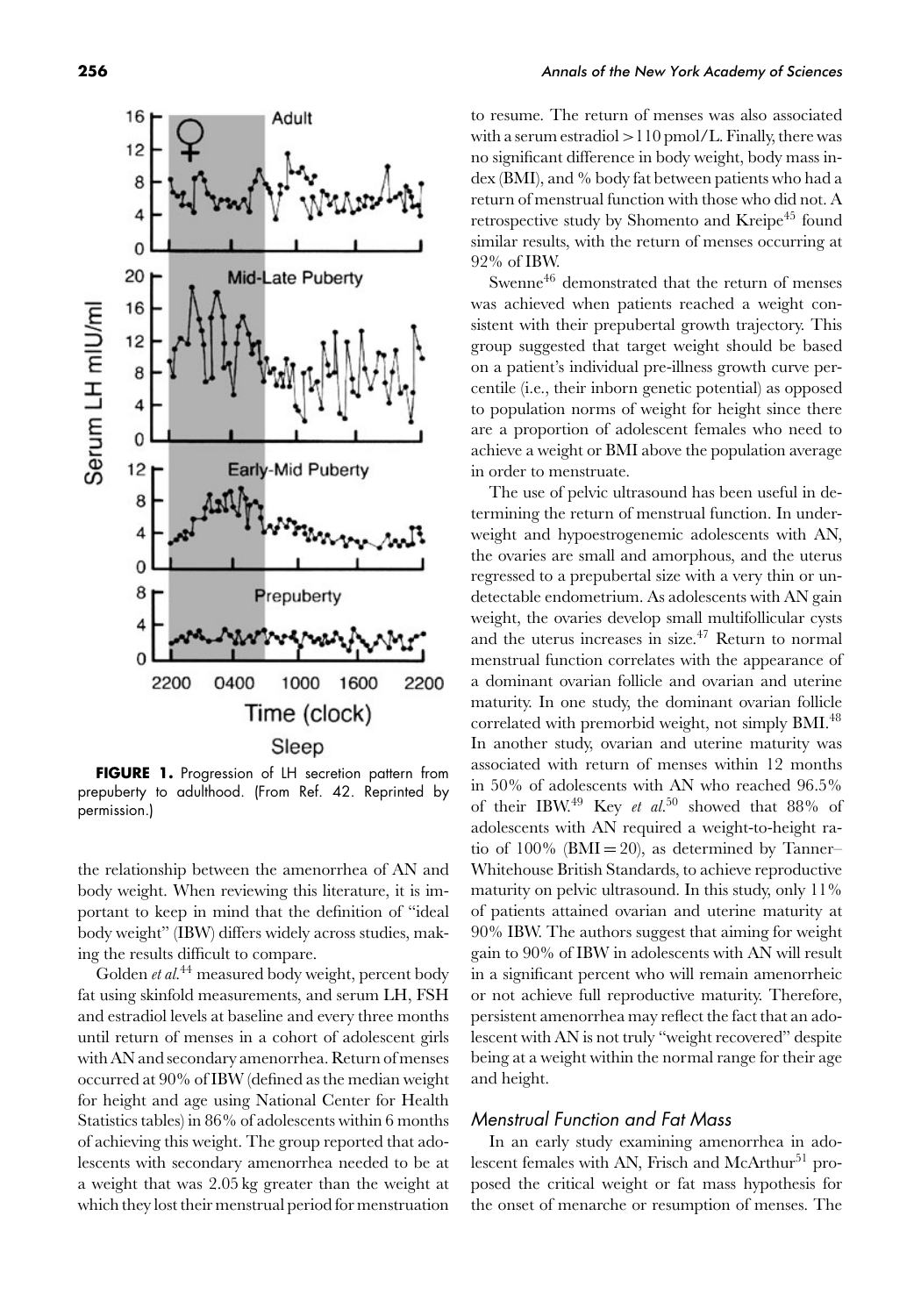**FIGURE 1.** Progression of LH secretion pattern from prepuberty to adulthood. (From Ref. 42. Reprinted by permission.)

the relationship between the amenorrhea of AN and body weight. When reviewing this literature, it is important to keep in mind that the definition of "ideal body weight" (IBW) differs widely across studies, making the results difficult to compare.

Golden *et al.*[44] measured body weight, percent body fat using skinfold measurements, and serum LH, FSH and estradiol levels at baseline and every three months until return of menses in a cohort of adolescent girls with AN and secondary amenorrhea. Return of menses occurred at 90% of IBW (defined as the median weight for height and age using National Center for Health Statistics tables) in 86% of adolescents within 6 months of achieving this weight. The group reported that adolescents with secondary amenorrhea needed to be at a weight that was 2.05 kg greater than the weight at which they lost their menstrual period for menstruation to resume. The return of menses was also associated with a serum estradiol >110 pmol/L. Finally, there was no significant difference in body weight, body mass index (BMI), and % body fat between patients who had a return of menstrual function with those who did not. A retrospective study by Shomento and Kreipe[45] found similar results, with the return of menses occurring at 92% of IBW.

Swenne[46] demonstrated that the return of menses was achieved when patients reached a weight consistent with their prepubertal growth trajectory. This group suggested that target weight should be based on a patient's individual pre-illness growth curve percentile (i.e., their inborn genetic potential) as opposed to population norms of weight for height since there are a proportion of adolescent females who need to achieve a weight or BMI above the population average in order to menstruate.

The use of pelvic ultrasound has been useful in determining the return of menstrual function. In underweight and hypoestrogenemic adolescents with AN, the ovaries are small and amorphous, and the uterus regressed to a prepubertal size with a very thin or undetectable endometrium. As adolescents with AN gain weight, the ovaries develop small multifollicular cysts and the uterus increases in size.[47] Return to normal menstrual function correlates with the appearance of a dominant ovarian follicle and ovarian and uterine maturity. In one study, the dominant ovarian follicle correlated with premorbid weight, not simply BMI.[48] In another study, ovarian and uterine maturity was associated with return of menses within 12 months in 50% of adolescents with AN who reached 96.5% of their IBW.[49] Key *et al.*[50] showed that 88% of adolescents with AN required a weight-to-height ratio of 100% (BMI = 20), as determined by Tanner–Whitehouse British Standards, to achieve reproductive maturity on pelvic ultrasound. In this study, only 11% of patients attained ovarian and uterine maturity at 90% IBW. The authors suggest that aiming for weight gain to 90% of IBW in adolescents with AN will result in a significant percent who will remain amenorrheic or not achieve full reproductive maturity. Therefore, persistent amenorrhea may reflect the fact that an adolescent with AN is not truly "weight recovered" despite being at a weight within the normal range for their age and height.

### Menstrual Function and Fat Mass

In an early study examining amenorrhea in adolescent females with AN, Frisch and McArthur[51] proposed the critical weight or fat mass hypothesis for the onset of menarche or resumption of menses. The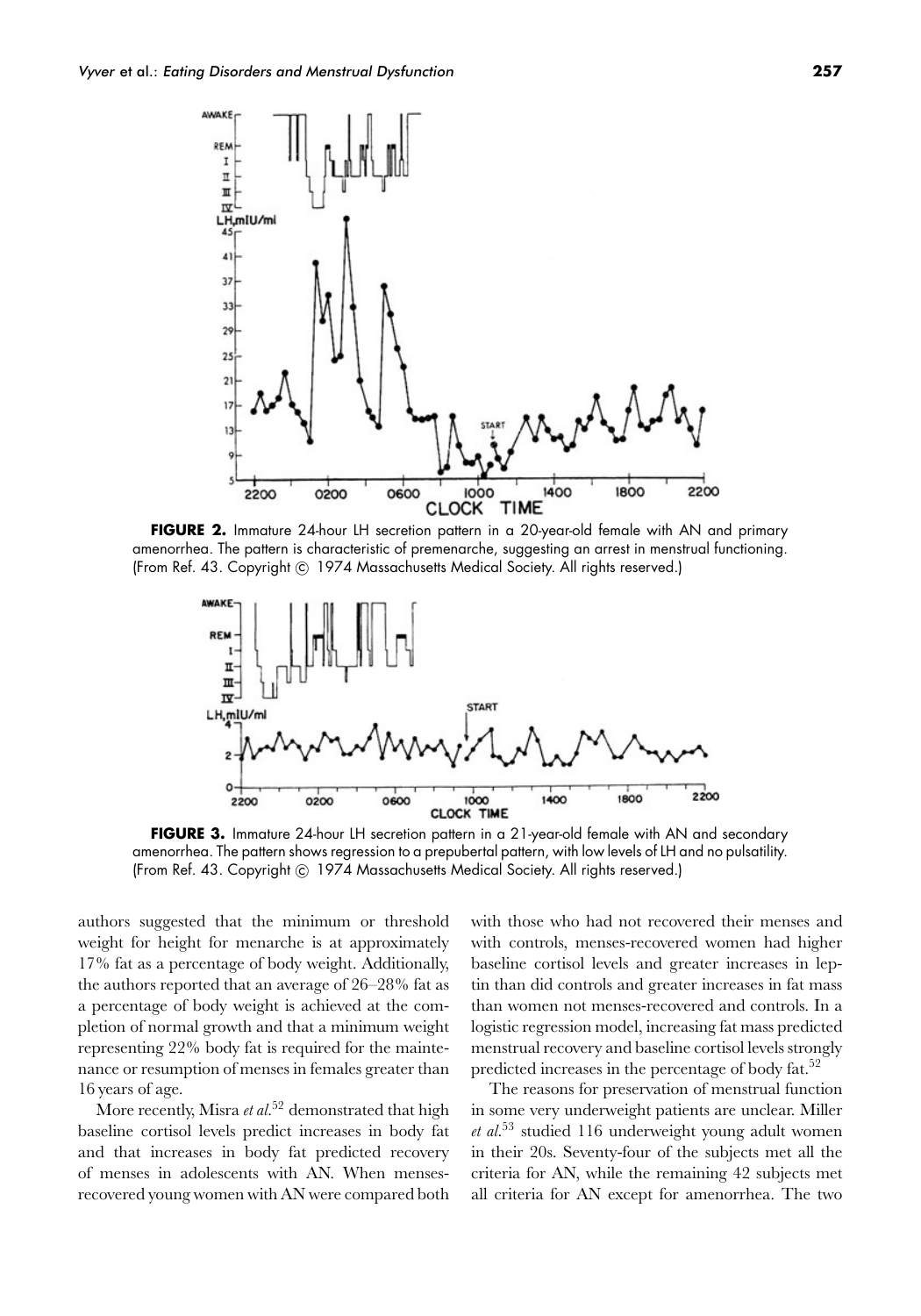**FIGURE 2.** Immature 24-hour LH secretion pattern in a 20-year-old female with AN and primary amenorrhea. The pattern is characteristic of premenarche, suggesting an arrest in menstrual functioning. (From Ref. 43. Copyright © 1974 Massachusetts Medical Society. All rights reserved.)

**FIGURE 3.** Immature 24-hour LH secretion pattern in a 21-year-old female with AN and secondary amenorrhea. The pattern shows regression to a prepubertal pattern, with low levels of LH and no pulsatility. (From Ref. 43. Copyright © 1974 Massachusetts Medical Society. All rights reserved.)

authors suggested that the minimum or threshold weight for height for menarche is at approximately 17% fat as a percentage of body weight. Additionally, the authors reported that an average of 26–28% fat as a percentage of body weight is achieved at the completion of normal growth and that a minimum weight representing 22% body fat is required for the maintenance or resumption of menses in females greater than 16 years of age.

More recently, Misra *et al.*[52] demonstrated that high baseline cortisol levels predict increases in body fat and that increases in body fat predicted recovery of menses in adolescents with AN. When menses-recovered young women with AN were compared both with those who had not recovered their menses and with controls, menses-recovered women had higher baseline cortisol levels and greater increases in leptin than did controls and greater increases in fat mass than women not menses-recovered and controls. In a logistic regression model, increasing fat mass predicted menstrual recovery and baseline cortisol levels strongly predicted increases in the percentage of body fat.[52]

The reasons for preservation of menstrual function in some very underweight patients are unclear. Miller *et al.*[53] studied 116 underweight young adult women in their 20s. Seventy-four of the subjects met all the criteria for AN, while the remaining 42 subjects met all criteria for AN except for amenorrhea. The two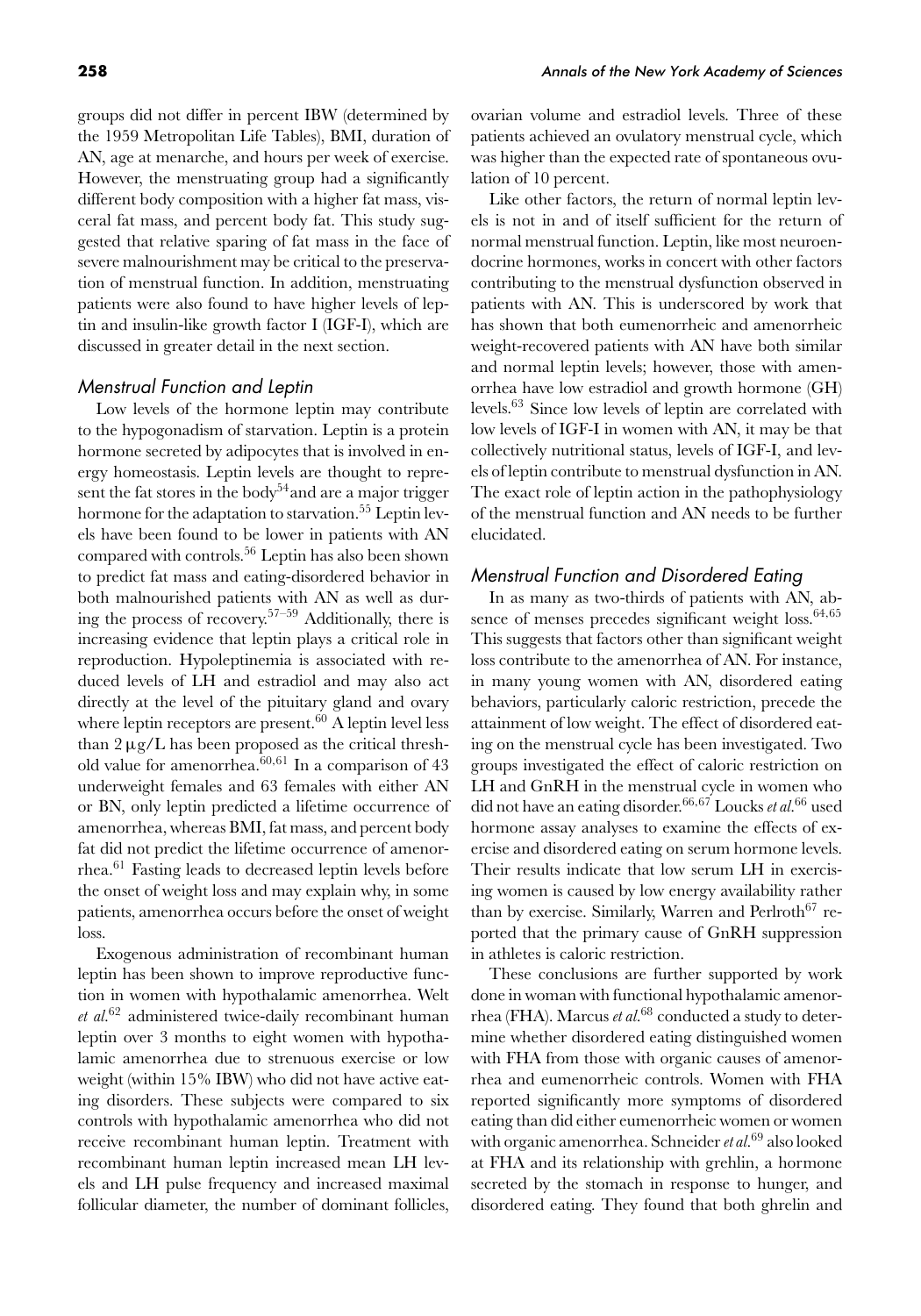groups did not differ in percent IBW (determined by the 1959 Metropolitan Life Tables), BMI, duration of AN, age at menarche, and hours per week of exercise. However, the menstruating group had a significantly different body composition with a higher fat mass, visceral fat mass, and percent body fat. This study suggested that relative sparing of fat mass in the face of severe malnourishment may be critical to the preservation of menstrual function. In addition, menstruating patients were also found to have higher levels of leptin and insulin-like growth factor I (IGF-I), which are discussed in greater detail in the next section.

### *Menstrual Function and Leptin*

Low levels of the hormone leptin may contribute to the hypogonadism of starvation. Leptin is a protein hormone secreted by adipocytes that is involved in energy homeostasis. Leptin levels are thought to represent the fat stores in the body[54] and are a major trigger hormone for the adaptation to starvation.[55] Leptin levels have been found to be lower in patients with AN compared with controls.[56] Leptin has also been shown to predict fat mass and eating-disordered behavior in both malnourished patients with AN as well as during the process of recovery.[57–59] Additionally, there is increasing evidence that leptin plays a critical role in reproduction. Hypoleptinemia is associated with reduced levels of LH and estradiol and may also act directly at the level of the pituitary gland and ovary where leptin receptors are present.[60] A leptin level less than 2 μg/L has been proposed as the critical threshold value for amenorrhea.[60,61] In a comparison of 43 underweight females and 63 females with either AN or BN, only leptin predicted a lifetime occurrence of amenorrhea, whereas BMI, fat mass, and percent body fat did not predict the lifetime occurrence of amenorrhea.[61] Fasting leads to decreased leptin levels before the onset of weight loss and may explain why, in some patients, amenorrhea occurs before the onset of weight loss.

Exogenous administration of recombinant human leptin has been shown to improve reproductive function in women with hypothalamic amenorrhea. Welt *et al.*[62] administered twice-daily recombinant human leptin over 3 months to eight women with hypothalamic amenorrhea due to strenuous exercise or low weight (within 15% IBW) who did not have active eating disorders. These subjects were compared to six controls with hypothalamic amenorrhea who did not receive recombinant human leptin. Treatment with recombinant human leptin increased mean LH levels and LH pulse frequency and increased maximal follicular diameter, the number of dominant follicles, ovarian volume and estradiol levels. Three of these patients achieved an ovulatory menstrual cycle, which was higher than the expected rate of spontaneous ovulation of 10 percent.

Like other factors, the return of normal leptin levels is not in and of itself sufficient for the return of normal menstrual function. Leptin, like most neuroendocrine hormones, works in concert with other factors contributing to the menstrual dysfunction observed in patients with AN. This is underscored by work that has shown that both eumenorrheic and amenorrheic weight-recovered patients with AN have both similar and normal leptin levels; however, those with amenorrhea have low estradiol and growth hormone (GH) levels.[63] Since low levels of leptin are correlated with low levels of IGF-I in women with AN, it may be that collectively nutritional status, levels of IGF-I, and levels of leptin contribute to menstrual dysfunction in AN. The exact role of leptin action in the pathophysiology of the menstrual function and AN needs to be further elucidated.

### *Menstrual Function and Disordered Eating*

In as many as two-thirds of patients with AN, absence of menses precedes significant weight loss.[64,65] This suggests that factors other than significant weight loss contribute to the amenorrhea of AN. For instance, in many young women with AN, disordered eating behaviors, particularly caloric restriction, precede the attainment of low weight. The effect of disordered eating on the menstrual cycle has been investigated. Two groups investigated the effect of caloric restriction on LH and GnRH in the menstrual cycle in women who did not have an eating disorder.[66,67] Loucks *et al.*[66] used hormone assay analyses to examine the effects of exercise and disordered eating on serum hormone levels. Their results indicate that low serum LH in exercising women is caused by low energy availability rather than by exercise. Similarly, Warren and Perlroth[67] reported that the primary cause of GnRH suppression in athletes is caloric restriction.

These conclusions are further supported by work done in woman with functional hypothalamic amenorrhea (FHA). Marcus *et al.*[68] conducted a study to determine whether disordered eating distinguished women with FHA from those with organic causes of amenorrhea and eumenorrheic controls. Women with FHA reported significantly more symptoms of disordered eating than did either eumenorrheic women or women with organic amenorrhea. Schneider *et al.*[69] also looked at FHA and its relationship with grehlin, a hormone secreted by the stomach in response to hunger, and disordered eating. They found that both ghrelin and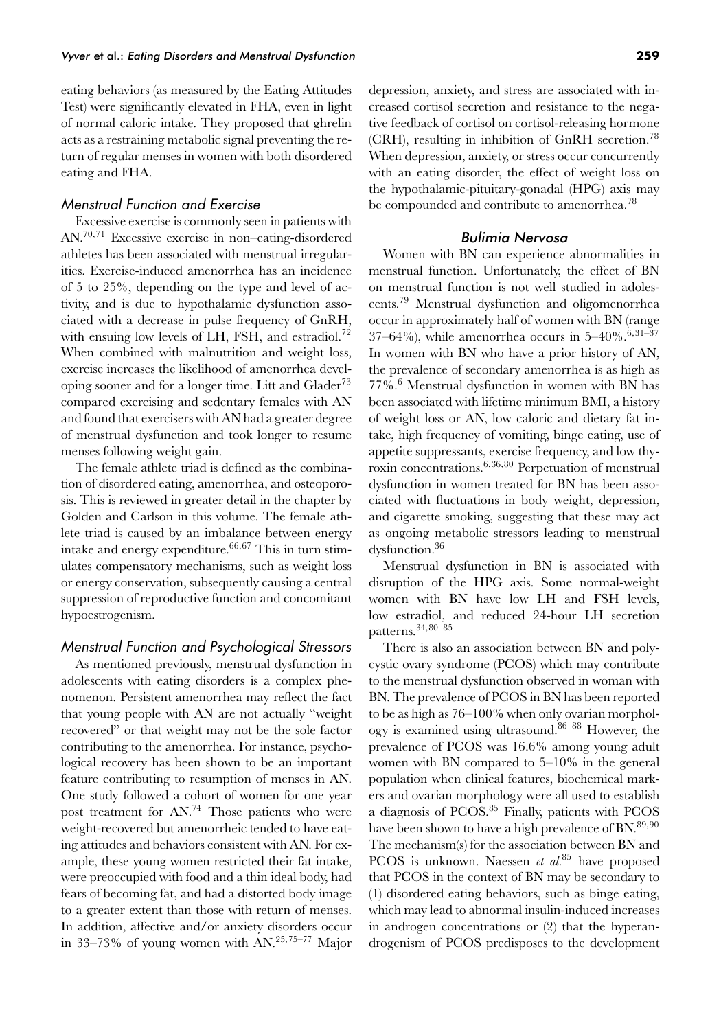eating behaviors (as measured by the Eating Attitudes Test) were significantly elevated in FHA, even in light of normal caloric intake. They proposed that ghrelin acts as a restraining metabolic signal preventing the return of regular menses in women with both disordered eating and FHA.

### *Menstrual Function and Exercise*

Excessive exercise is commonly seen in patients with AN.[70,71] Excessive exercise in non–eating-disordered athletes has been associated with menstrual irregularities. Exercise-induced amenorrhea has an incidence of 5 to 25%, depending on the type and level of activity, and is due to hypothalamic dysfunction associated with a decrease in pulse frequency of GnRH, with ensuing low levels of LH, FSH, and estradiol.[72] When combined with malnutrition and weight loss, exercise increases the likelihood of amenorrhea developing sooner and for a longer time. Litt and Glader[73] compared exercising and sedentary females with AN and found that exercisers with AN had a greater degree of menstrual dysfunction and took longer to resume menses following weight gain.

The female athlete triad is defined as the combination of disordered eating, amenorrhea, and osteoporosis. This is reviewed in greater detail in the chapter by Golden and Carlson in this volume. The female athlete triad is caused by an imbalance between energy intake and energy expenditure.[66,67] This in turn stimulates compensatory mechanisms, such as weight loss or energy conservation, subsequently causing a central suppression of reproductive function and concomitant hypoestrogenism.

### *Menstrual Function and Psychological Stressors*

As mentioned previously, menstrual dysfunction in adolescents with eating disorders is a complex phenomenon. Persistent amenorrhea may reflect the fact that young people with AN are not actually "weight recovered" or that weight may not be the sole factor contributing to the amenorrhea. For instance, psychological recovery has been shown to be an important feature contributing to resumption of menses in AN. One study followed a cohort of women for one year post treatment for AN.[74] Those patients who were weight-recovered but amenorrheic tended to have eating attitudes and behaviors consistent with AN. For example, these young women restricted their fat intake, were preoccupied with food and a thin ideal body, had fears of becoming fat, and had a distorted body image to a greater extent than those with return of menses. In addition, affective and/or anxiety disorders occur in 33–73% of young women with AN.[25,75–77] Major depression, anxiety, and stress are associated with increased cortisol secretion and resistance to the negative feedback of cortisol on cortisol-releasing hormone (CRH), resulting in inhibition of GnRH secretion.[78] When depression, anxiety, or stress occur concurrently with an eating disorder, the effect of weight loss on the hypothalamic-pituitary-gonadal (HPG) axis may be compounded and contribute to amenorrhea.[78]

## *Bulimia Nervosa*

Women with BN can experience abnormalities in menstrual function. Unfortunately, the effect of BN on menstrual function is not well studied in adolescents.[79] Menstrual dysfunction and oligomenorrhea occur in approximately half of women with BN (range 37–64%), while amenorrhea occurs in 5–40%.[6,31–37] In women with BN who have a prior history of AN, the prevalence of secondary amenorrhea is as high as 77%.[6] Menstrual dysfunction in women with BN has been associated with lifetime minimum BMI, a history of weight loss or AN, low caloric and dietary fat intake, high frequency of vomiting, binge eating, use of appetite suppressants, exercise frequency, and low thyroxin concentrations.[6,36,80] Perpetuation of menstrual dysfunction in women treated for BN has been associated with fluctuations in body weight, depression, and cigarette smoking, suggesting that these may act as ongoing metabolic stressors leading to menstrual dysfunction.[36]

Menstrual dysfunction in BN is associated with disruption of the HPG axis. Some normal-weight women with BN have low LH and FSH levels, low estradiol, and reduced 24-hour LH secretion patterns.[34,80–85]

There is also an association between BN and polycystic ovary syndrome (PCOS) which may contribute to the menstrual dysfunction observed in woman with BN. The prevalence of PCOS in BN has been reported to be as high as 76–100% when only ovarian morphology is examined using ultrasound.[86–88] However, the prevalence of PCOS was 16.6% among young adult women with BN compared to 5–10% in the general population when clinical features, biochemical markers and ovarian morphology were all used to establish a diagnosis of PCOS.[85] Finally, patients with PCOS have been shown to have a high prevalence of BN.[89,90] The mechanism(s) for the association between BN and PCOS is unknown. Naessen *et al.*[85] have proposed that PCOS in the context of BN may be secondary to (1) disordered eating behaviors, such as binge eating, which may lead to abnormal insulin-induced increases in androgen concentrations or (2) that the hyperandrogenism of PCOS predisposes to the development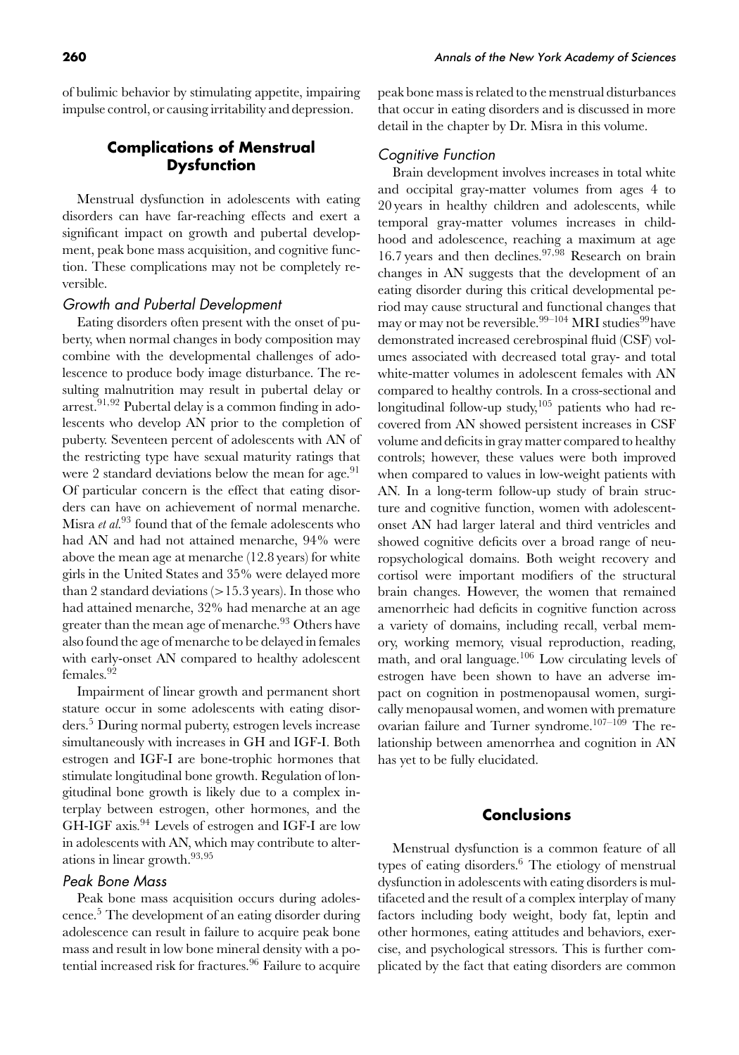of bulimic behavior by stimulating appetite, impairing impulse control, or causing irritability and depression.

## Complications of Menstrual Dysfunction

Menstrual dysfunction in adolescents with eating disorders can have far-reaching effects and exert a significant impact on growth and pubertal development, peak bone mass acquisition, and cognitive function. These complications may not be completely reversible.

### *Growth and Pubertal Development*

Eating disorders often present with the onset of puberty, when normal changes in body composition may combine with the developmental challenges of adolescence to produce body image disturbance. The resulting malnutrition may result in pubertal delay or arrest.[91,92] Pubertal delay is a common finding in adolescents who develop AN prior to the completion of puberty. Seventeen percent of adolescents with AN of the restricting type have sexual maturity ratings that were 2 standard deviations below the mean for age.[91] Of particular concern is the effect that eating disorders can have on achievement of normal menarche. Misra *et al.*[93] found that of the female adolescents who had AN and had not attained menarche, 94% were above the mean age at menarche (12.8 years) for white girls in the United States and 35% were delayed more than 2 standard deviations (>15.3 years). In those who had attained menarche, 32% had menarche at an age greater than the mean age of menarche.[93] Others have also found the age of menarche to be delayed in females with early-onset AN compared to healthy adolescent females.[92]

Impairment of linear growth and permanent short stature occur in some adolescents with eating disorders.[5] During normal puberty, estrogen levels increase simultaneously with increases in GH and IGF-I. Both estrogen and IGF-I are bone-trophic hormones that stimulate longitudinal bone growth. Regulation of longitudinal bone growth is likely due to a complex interplay between estrogen, other hormones, and the GH-IGF axis.[94] Levels of estrogen and IGF-I are low in adolescents with AN, which may contribute to alterations in linear growth.[93,95]

### *Peak Bone Mass*

Peak bone mass acquisition occurs during adolescence.[5] The development of an eating disorder during adolescence can result in failure to acquire peak bone mass and result in low bone mineral density with a potential increased risk for fractures.[96] Failure to acquire peak bone mass is related to the menstrual disturbances that occur in eating disorders and is discussed in more detail in the chapter by Dr. Misra in this volume.

### *Cognitive Function*

Brain development involves increases in total white and occipital gray-matter volumes from ages 4 to 20 years in healthy children and adolescents, while temporal gray-matter volumes increases in childhood and adolescence, reaching a maximum at age 16.7 years and then declines.[97,98] Research on brain changes in AN suggests that the development of an eating disorder during this critical developmental period may cause structural and functional changes that may or may not be reversible.[99–104] MRI studies[99] have demonstrated increased cerebrospinal fluid (CSF) volumes associated with decreased total gray- and total white-matter volumes in adolescent females with AN compared to healthy controls. In a cross-sectional and longitudinal follow-up study,[105] patients who had recovered from AN showed persistent increases in CSF volume and deficits in gray matter compared to healthy controls; however, these values were both improved when compared to values in low-weight patients with AN. In a long-term follow-up study of brain structure and cognitive function, women with adolescent-onset AN had larger lateral and third ventricles and showed cognitive deficits over a broad range of neuropsychological domains. Both weight recovery and cortisol were important modifiers of the structural brain changes. However, the women that remained amenorrheic had deficits in cognitive function across a variety of domains, including recall, verbal memory, working memory, visual reproduction, reading, math, and oral language.[106] Low circulating levels of estrogen have been shown to have an adverse impact on cognition in postmenopausal women, surgically menopausal women, and women with premature ovarian failure and Turner syndrome.[107–109] The relationship between amenorrhea and cognition in AN has yet to be fully elucidated.

## Conclusions

Menstrual dysfunction is a common feature of all types of eating disorders.[6] The etiology of menstrual dysfunction in adolescents with eating disorders is multifaceted and the result of a complex interplay of many factors including body weight, body fat, leptin and other hormones, eating attitudes and behaviors, exercise, and psychological stressors. This is further complicated by the fact that eating disorders are common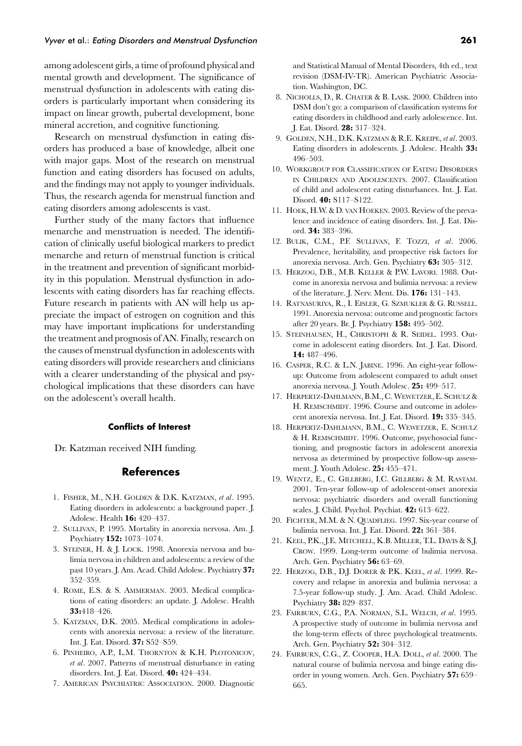among adolescent girls, a time of profound physical and mental growth and development. The significance of menstrual dysfunction in adolescents with eating disorders is particularly important when considering its impact on linear growth, pubertal development, bone mineral accretion, and cognitive functioning.

Research on menstrual dysfunction in eating disorders has produced a base of knowledge, albeit one with major gaps. Most of the research on menstrual function and eating disorders has focused on adults, and the findings may not apply to younger individuals. Thus, the research agenda for menstrual function and eating disorders among adolescents is vast.

Further study of the many factors that influence menarche and menstruation is needed. The identification of clinically useful biological markers to predict menarche and return of menstrual function is critical in the treatment and prevention of significant morbidity in this population. Menstrual dysfunction in adolescents with eating disorders has far reaching effects. Future research in patients with AN will help us appreciate the impact of estrogen on cognition and this may have important implications for understanding the treatment and prognosis of AN. Finally, research on the causes of menstrual dysfunction in adolescents with eating disorders will provide researchers and clinicians with a clearer understanding of the physical and psychological implications that these disorders can have on the adolescent's overall health.

#### Conflicts of Interest

Dr. Katzman received NIH funding.

## References

1. Fisher, M., N.H. Golden & D.K. Katzman, *et al*. 1995. Eating disorders in adolescents: a background paper. J. Adolesc. Health **16:** 420–437.
2. Sullivan, P. 1995. Mortality in anorexia nervosa. Am. J. Psychiatry **152:** 1073–1074.
3. Steiner, H. & J. Lock. 1998. Anorexia nervosa and bulimia nervosa in children and adolescents: a review of the past 10 years. J. Am. Acad. Child Adolesc. Psychiatry **37:** 352–359.
4. Rome, E.S. & S. Ammerman. 2003. Medical complications of eating disorders: an update. J. Adolesc. Health **33:**418–426.
5. Katzman, D.K. 2005. Medical complications in adolescents with anorexia nervosa: a review of the literature. Int. J. Eat. Disord. **37:** S52–S59.
6. Pinheiro, A.P., L.M. Thornton & K.H. Plotonicov, *et al*. 2007. Patterns of menstrual disturbance in eating disorders. Int. J. Eat. Disord. **40:** 424–434.
7. American Psychiatric Association. 2000. Diagnostic and Statistical Manual of Mental Disorders, 4th ed., text revision (DSM-IV-TR). American Psychiatric Association. Washington, DC.
8. Nicholls, D., R. Chater & B. Lask. 2000. Children into DSM don't go: a comparison of classification systems for eating disorders in childhood and early adolescence. Int. J. Eat. Disord. **28:** 317–324.
9. Golden, N.H., D.K. Katzman & R.E. Kreipe, *et al*. 2003. Eating disorders in adolescents. J. Adolesc. Health **33:** 496–503.
10. Workgroup for Classification of Eating Disorders in Children and Adolescents. 2007. Classification of child and adolescent eating disturbances. Int. J. Eat. Disord. **40:** S117–S122.
11. Hoek, H.W. & D. van Hoeken. 2003. Review of the prevalence and incidence of eating disorders. Int. J. Eat. Disord. **34:** 383–396.
12. Bulik, C.M., P.F. Sullivan, F. Tozzi, *et al*. 2006. Prevalence, heritability, and prospective risk factors for anorexia nervosa. Arch. Gen. Psychiatry **63:** 305–312.
13. Herzog, D.B., M.B. Keller & P.W. Lavori. 1988. Outcome in anorexia nervosa and bulimia nervosa: a review of the literature. J. Nerv. Ment. Dis. **176:** 131–143.
14. Ratnasuriya, R., I. Eisler, G. Szmukler & G. Russell. 1991. Anorexia nervosa: outcome and prognostic factors after 20 years. Br. J. Psychiatry **158:** 495–502.
15. Steinhausen, H., Christoph & R. Seidel. 1993. Outcome in adolescent eating disorders. Int. J. Eat. Disord. **14:** 487–496.
16. Casper, R.C. & L.N. Jabine. 1996. An eight-year follow-up: Outcome from adolescent compared to adult onset anorexia nervosa. J. Youth Adolesc. **25:** 499–517.
17. Herpertz-Dahlmann, B.M., C. Wewetzer, E. Schulz & H. Remschmidt. 1996. Course and outcome in adolescent anorexia nervosa. Int. J. Eat. Disord. **19:** 335–345.
18. Herpertz-Dahlmann, B.M., C. Wewetzer, E. Schulz & H. Remschmidt. 1996. Outcome, psychosocial functioning, and prognostic factors in adolescent anorexia nervosa as determined by prospective follow-up assessment. J. Youth Adolesc. **25:** 455–471.
19. Wentz, E., C. Gillberg, I.C. Gillberg & M. Rastam. 2001. Ten-year follow-up of adolescent-onset anorexia nervosa: psychiatric disorders and overall functioning scales. J. Child. Psychol. Psychiat. **42:** 613–622.
20. Fichter, M.M. & N. Quadflieg. 1997. Six-year course of bulimia nervosa. Int. J. Eat. Disord. **22:** 361–384.
21. Keel, P.K., J.E. Mitchell, K.B. Miller, T.L. Davis & S.J. Crow. 1999. Long-term outcome of bulimia nervosa. Arch. Gen. Psychiatry **56:** 63–69.
22. Herzog, D.B., D.J. Dorer & P.K. Keel, *et al*. 1999. Recovery and relapse in anorexia and bulimia nervosa: a 7.5-year follow-up study. J. Am. Acad. Child Adolesc. Psychiatry **38:** 829–837.
23. Fairburn, C.G., P.A. Norman, S.L. Welch, *et al*. 1995. A prospective study of outcome in bulimia nervosa and the long-term effects of three psychological treatments. Arch. Gen. Psychiatry **52:** 304–312.
24. Fairburn, C.G., Z. Cooper, H.A. Doll, *et al*. 2000. The natural course of bulimia nervosa and binge eating disorder in young women. Arch. Gen. Psychiatry **57:** 659–665.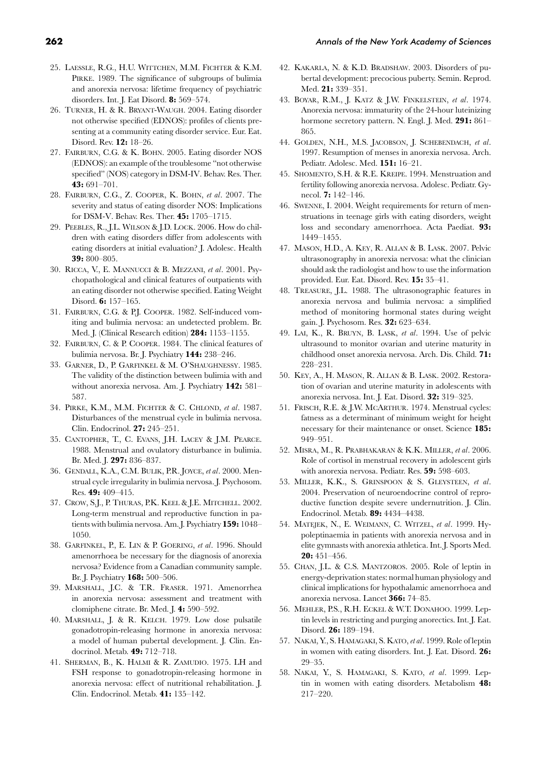25. Laessle, R.G., H.U. Wittchen, M.M. Fichter & K.M. Pirke. 1989. The significance of subgroups of bulimia and anorexia nervosa: lifetime frequency of psychiatric disorders. Int. J. Eat Disord. **8:** 569–574.
26. Turner, H. & R. Bryant-Waugh. 2004. Eating disorder not otherwise specified (EDNOS): profiles of clients presenting at a community eating disorder service. Eur. Eat. Disord. Rev. **12:** 18–26.
27. Fairburn, C.G. & K. Bohn. 2005. Eating disorder NOS (EDNOS): an example of the troublesome "not otherwise specified" (NOS) category in DSM-IV. Behav. Res. Ther. **43:** 691–701.
28. Fairburn, C.G., Z. Cooper, K. Bohn, *et al*. 2007. The severity and status of eating disorder NOS: Implications for DSM-V. Behav. Res. Ther. **45:** 1705–1715.
29. Peebles, R., J.L. Wilson & J.D. Lock. 2006. How do children with eating disorders differ from adolescents with eating disorders at initial evaluation? J. Adolesc. Health **39:** 800–805.
30. Ricca, V., E. Mannucci & B. Mezzani, *et al*. 2001. Psychopathological and clinical features of outpatients with an eating disorder not otherwise specified. Eating Weight Disord. **6:** 157–165.
31. Fairburn, C.G. & P.J. Cooper. 1982. Self-induced vomiting and bulimia nervosa: an undetected problem. Br. Med. J. (Clinical Research edition) **284:** 1153–1155.
32. Fairburn, C. & P. Cooper. 1984. The clinical features of bulimia nervosa. Br. J. Psychiatry **144:** 238–246.
33. Garner, D., P. Garfinkel & M. O'Shaughnessy. 1985. The validity of the distinction between bulimia with and without anorexia nervosa. Am. J. Psychiatry **142:** 581–587.
34. Pirke, K.M., M.M. Fichter & C. Chlond, *et al*. 1987. Disturbances of the menstrual cycle in bulimia nervosa. Clin. Endocrinol. **27:** 245–251.
35. Cantopher, T., C. Evans, J.H. Lacey & J.M. Pearce. 1988. Menstrual and ovulatory disturbance in bulimia. Br. Med. J. **297:** 836–837.
36. Gendall, K.A., C.M. Bulik, P.R. Joyce, *et al*. 2000. Menstrual cycle irregularity in bulimia nervosa. J. Psychosom. Res. **49:** 409–415.
37. Crow, S.J., P. Thuras, P.K. Keel & J.E. Mitchell. 2002. Long-term menstrual and reproductive function in patients with bulimia nervosa. Am. J. Psychiatry **159:** 1048–1050.
38. Garfinkel, P., E. Lin & P. Goering, *et al*. 1996. Should amenorrhoea be necessary for the diagnosis of anorexia nervosa? Evidence from a Canadian community sample. Br. J. Psychiatry **168:** 500–506.
39. Marshall, J.C. & T.R. Fraser. 1971. Amenorrhea in anorexia nervosa: assessment and treatment with clomiphene citrate. Br. Med. J. **4:** 590–592.
40. Marshall, J. & R. Kelch. 1979. Low dose pulsatile gonadotropin-releasing hormone in anorexia nervosa: a model of human pubertal development. J. Clin. Endocrinol. Metab. **49:** 712–718.
41. Sherman, B., K. Halmi & R. Zamudio. 1975. LH and FSH response to gonadotropin-releasing hormone in anorexia nervosa: effect of nutritional rehabilitation. J. Clin. Endocrinol. Metab. **41:** 135–142.
42. Kakarla, N. & K.D. Bradshaw. 2003. Disorders of pubertal development: precocious puberty. Semin. Reprod. Med. **21:** 339–351.
43. Boyar, R.M., J. Katz & J.W. Finkelstein, *et al*. 1974. Anorexia nervosa: immaturity of the 24-hour luteinizing hormone secretory pattern. N. Engl. J. Med. **291:** 861–865.
44. Golden, N.H., M.S. Jacobson, J. Schebendach, *et al*. 1997. Resumption of menses in anorexia nervosa. Arch. Pediatr. Adolesc. Med. **151:** 16–21.
45. Shomento, S.H. & R.E. Kreipe. 1994. Menstruation and fertility following anorexia nervosa. Adolesc. Pediatr. Gynecol. **7:** 142–146.
46. Swenne, I. 2004. Weight requirements for return of menstruations in teenage girls with eating disorders, weight loss and secondary amenorrhoea. Acta Paediat. **93:** 1449–1455.
47. Mason, H.D., A. Key, R. Allan & B. Lask. 2007. Pelvic ultrasonography in anorexia nervosa: what the clinician should ask the radiologist and how to use the information provided. Eur. Eat. Disord. Rev. **15:** 35–41.
48. Treasure, J.L. 1988. The ultrasonographic features in anorexia nervosa and bulimia nervosa: a simplified method of monitoring hormonal states during weight gain. J. Psychosom. Res. **32:** 623–634.
49. Lai, K., R. Bruyn, B. Lask, *et al*. 1994. Use of pelvic ultrasound to monitor ovarian and uterine maturity in childhood onset anorexia nervosa. Arch. Dis. Child. **71:** 228–231.
50. Key, A., H. Mason, R. Allan & B. Lask. 2002. Restoration of ovarian and uterine maturity in adolescents with anorexia nervosa. Int. J. Eat. Disord. **32:** 319–325.
51. Frisch, R.E. & J.W. McArthur. 1974. Menstrual cycles: fatness as a determinant of minimum weight for height necessary for their maintenance or onset. Science **185:** 949–951.
52. Misra, M., R. Prabhakaran & K.K. Miller, *et al*. 2006. Role of cortisol in menstrual recovery in adolescent girls with anorexia nervosa. Pediatr. Res. **59:** 598–603.
53. Miller, K.K., S. Grinspoon & S. Gleysteen, *et al*. 2004. Preservation of neuroendocrine control of reproductive function despite severe undernutrition. J. Clin. Endocrinol. Metab. **89:** 4434–4438.
54. Matejek, N., E. Weimann, C. Witzel, *et al*. 1999. Hypoleptinaemia in patients with anorexia nervosa and in elite gymnasts with anorexia athletica. Int. J. Sports Med. **20:** 451–456.
55. Chan, J.L. & C.S. Mantzoros. 2005. Role of leptin in energy-deprivation states: normal human physiology and clinical implications for hypothalamic amenorrhoea and anorexia nervosa. Lancet **366:** 74–85.
56. Mehler, P.S., R.H. Eckel & W.T. Donahoo. 1999. Leptin levels in restricting and purging anorectics. Int. J. Eat. Disord. **26:** 189–194.
57. Nakai, Y., S. Hamagaki, S. Kato, *et al*. 1999. Role of leptin in women with eating disorders. Int. J. Eat. Disord. **26:** 29–35.
58. Nakai, Y., S. Hamagaki, S. Kato, *et al*. 1999. Leptin in women with eating disorders. Metabolism **48:** 217–220.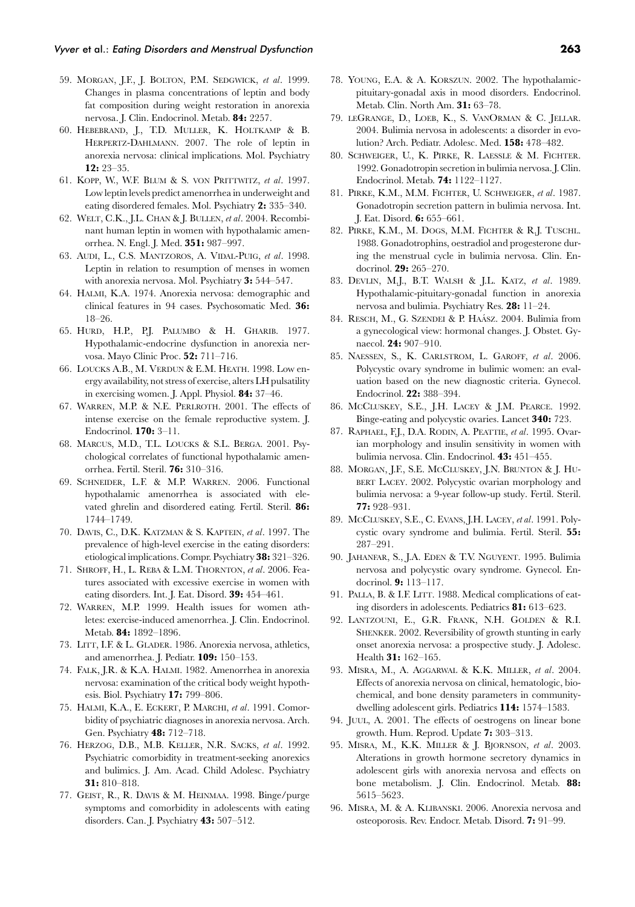59. Morgan, J.F., J. Bolton, P.M. Sedgwick, *et al*. 1999. Changes in plasma concentrations of leptin and body fat composition during weight restoration in anorexia nervosa. J. Clin. Endocrinol. Metab. **84:** 2257.
60. Hebebrand, J., T.D. Muller, K. Holtkamp & B. Herpertz-Dahlmann. 2007. The role of leptin in anorexia nervosa: clinical implications. Mol. Psychiatry **12:** 23–35.
61. Kopp, W., W.F. Blum & S. von Prittwitz, *et al*. 1997. Low leptin levels predict amenorrhea in underweight and eating disordered females. Mol. Psychiatry **2:** 335–340.
62. Welt, C.K., J.L. Chan & J. Bullen, *et al*. 2004. Recombinant human leptin in women with hypothalamic amenorrhea. N. Engl. J. Med. **351:** 987–997.
63. Audi, L., C.S. Mantzoros, A. Vidal-Puig, *et al*. 1998. Leptin in relation to resumption of menses in women with anorexia nervosa. Mol. Psychiatry **3:** 544–547.
64. Halmi, K.A. 1974. Anorexia nervosa: demographic and clinical features in 94 cases. Psychosomatic Med. **36:** 18–26.
65. Hurd, H.P., P.J. Palumbo & H. Gharib. 1977. Hypothalamic-endocrine dysfunction in anorexia nervosa. Mayo Clinic Proc. **52:** 711–716.
66. Loucks A.B., M. Verdun & E.M. Heath. 1998. Low energy availability, not stress of exercise, alters LH pulsatility in exercising women. J. Appl. Physiol. **84:** 37–46.
67. Warren, M.P. & N.E. Perlroth. 2001. The effects of intense exercise on the female reproductive system. J. Endocrinol. **170:** 3–11.
68. Marcus, M.D., T.L. Loucks & S.L. Berga. 2001. Psychological correlates of functional hypothalamic amenorrhea. Fertil. Steril. **76:** 310–316.
69. Schneider, L.F. & M.P. Warren. 2006. Functional hypothalamic amenorrhea is associated with elevated ghrelin and disordered eating. Fertil. Steril. **86:** 1744–1749.
70. Davis, C., D.K. Katzman & S. Kaptein, *et al*. 1997. The prevalence of high-level exercise in the eating disorders: etiological implications. Compr. Psychiatry **38:** 321–326.
71. Shroff, H., L. Reba & L.M. Thornton, *et al*. 2006. Features associated with excessive exercise in women with eating disorders. Int. J. Eat. Disord. **39:** 454–461.
72. Warren, M.P. 1999. Health issues for women athletes: exercise-induced amenorrhea. J. Clin. Endocrinol. Metab. **84:** 1892–1896.
73. Litt, I.F. & L. Glader. 1986. Anorexia nervosa, athletics, and amenorrhea. J. Pediatr. **109:** 150–153.
74. Falk, J.R. & K.A. Halmi. 1982. Amenorrhea in anorexia nervosa: examination of the critical body weight hypothesis. Biol. Psychiatry **17:** 799–806.
75. Halmi, K.A., E. Eckert, P. Marchi, *et al*. 1991. Comorbidity of psychiatric diagnoses in anorexia nervosa. Arch. Gen. Psychiatry **48:** 712–718.
76. Herzog, D.B., M.B. Keller, N.R. Sacks, *et al*. 1992. Psychiatric comorbidity in treatment-seeking anorexics and bulimics. J. Am. Acad. Child Adolesc. Psychiatry **31:** 810–818.
77. Geist, R., R. Davis & M. Heinmaa. 1998. Binge/purge symptoms and comorbidity in adolescents with eating disorders. Can. J. Psychiatry **43:** 507–512.
78. Young, E.A. & A. Korszun. 2002. The hypothalamic-pituitary-gonadal axis in mood disorders. Endocrinol. Metab. Clin. North Am. **31:** 63–78.
79. leGrange, D., Loeb, K., S. VanOrman & C. Jellar. 2004. Bulimia nervosa in adolescents: a disorder in evolution? Arch. Pediatr. Adolesc. Med. **158:** 478–482.
80. Schweiger, U., K. Pirke, R. Laessle & M. Fichter. 1992. Gonadotropin secretion in bulimia nervosa. J. Clin. Endocrinol. Metab. **74:** 1122–1127.
81. Pirke, K.M., M.M. Fichter, U. Schweiger, *et al*. 1987. Gonadotropin secretion pattern in bulimia nervosa. Int. J. Eat. Disord. **6:** 655–661.
82. Pirke, K.M., M. Dogs, M.M. Fichter & R.J. Tuschl. 1988. Gonadotrophins, oestradiol and progesterone during the menstrual cycle in bulimia nervosa. Clin. Endocrinol. **29:** 265–270.
83. Devlin, M.J., B.T. Walsh & J.L. Katz, *et al*. 1989. Hypothalamic-pituitary-gonadal function in anorexia nervosa and bulimia. Psychiatry Res. **28:** 11–24.
84. Resch, M., G. Szendei & P. Haász. 2004. Bulimia from a gynecological view: hormonal changes. J. Obstet. Gynaecol. **24:** 907–910.
85. Naessen, S., K. Carlstrom, L. Garoff, *et al*. 2006. Polycystic ovary syndrome in bulimic women: an evaluation based on the new diagnostic criteria. Gynecol. Endocrinol. **22:** 388–394.
86. McCluskey, S.E., J.H. Lacey & J.M. Pearce. 1992. Binge-eating and polycystic ovaries. Lancet **340:** 723.
87. Raphael, F.J., D.A. Rodin, A. Peattie, *et al*. 1995. Ovarian morphology and insulin sensitivity in women with bulimia nervosa. Clin. Endocrinol. **43:** 451–455.
88. Morgan, J.F., S.E. McCluskey, J.N. Brunton & J. Hubert Lacey. 2002. Polycystic ovarian morphology and bulimia nervosa: a 9-year follow-up study. Fertil. Steril. **77:** 928–931.
89. McCluskey, S.E., C. Evans, J.H. Lacey, *et al*. 1991. Polycystic ovary syndrome and bulimia. Fertil. Steril. **55:** 287–291.
90. Jahanfar, S., J.A. Eden & T.V. Nguyent. 1995. Bulimia nervosa and polycystic ovary syndrome. Gynecol. Endocrinol. **9:** 113–117.
91. Palla, B. & I.F. Litt. 1988. Medical complications of eating disorders in adolescents. Pediatrics **81:** 613–623.
92. Lantzouni, E., G.R. Frank, N.H. Golden & R.I. Shenker. 2002. Reversibility of growth stunting in early onset anorexia nervosa: a prospective study. J. Adolesc. Health **31:** 162–165.
93. Misra, M., A. Aggarwal & K.K. Miller, *et al*. 2004. Effects of anorexia nervosa on clinical, hematologic, biochemical, and bone density parameters in community-dwelling adolescent girls. Pediatrics **114:** 1574–1583.
94. Juul, A. 2001. The effects of oestrogens on linear bone growth. Hum. Reprod. Update **7:** 303–313.
95. Misra, M., K.K. Miller & J. Bjornson, *et al*. 2003. Alterations in growth hormone secretory dynamics in adolescent girls with anorexia nervosa and effects on bone metabolism. J. Clin. Endocrinol. Metab. **88:** 5615–5623.
96. Misra, M. & A. Klibanski. 2006. Anorexia nervosa and osteoporosis. Rev. Endocr. Metab. Disord. **7:** 91–99.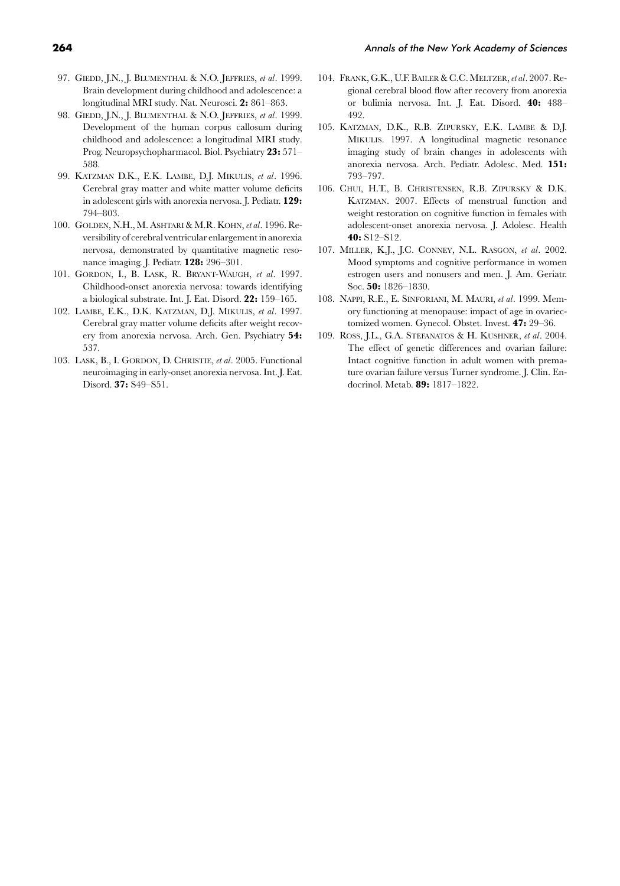97. GIEDD, J.N., J. BLUMENTHAL & N.O. JEFFRIES, *et al*. 1999. Brain development during childhood and adolescence: a longitudinal MRI study. Nat. Neurosci. **2:** 861–863.
98. GIEDD, J.N., J. BLUMENTHAL & N.O. JEFFRIES, *et al*. 1999. Development of the human corpus callosum during childhood and adolescence: a longitudinal MRI study. Prog. Neuropsychopharmacol. Biol. Psychiatry **23:** 571–588.
99. KATZMAN D.K., E.K. LAMBE, D.J. MIKULIS, *et al*. 1996. Cerebral gray matter and white matter volume deficits in adolescent girls with anorexia nervosa. J. Pediatr. **129:** 794–803.
100. GOLDEN, N.H., M. ASHTARI & M.R. KOHN, *et al*. 1996. Reversibility of cerebral ventricular enlargement in anorexia nervosa, demonstrated by quantitative magnetic resonance imaging. J. Pediatr. **128:** 296–301.
101. GORDON, I., B. LASK, R. BRYANT-WAUGH, *et al*. 1997. Childhood-onset anorexia nervosa: towards identifying a biological substrate. Int. J. Eat. Disord. **22:** 159–165.
102. LAMBE, E.K., D.K. KATZMAN, D.J. MIKULIS, *et al*. 1997. Cerebral gray matter volume deficits after weight recovery from anorexia nervosa. Arch. Gen. Psychiatry **54:** 537.
103. LASK, B., I. GORDON, D. CHRISTIE, *et al*. 2005. Functional neuroimaging in early-onset anorexia nervosa. Int. J. Eat. Disord. **37:** S49–S51.
104. FRANK, G.K., U.F. BAILER & C.C. MELTZER, *et al*. 2007. Regional cerebral blood flow after recovery from anorexia or bulimia nervosa. Int. J. Eat. Disord. **40:** 488–492.
105. KATZMAN, D.K., R.B. ZIPURSKY, E.K. LAMBE & D.J. MIKULIS. 1997. A longitudinal magnetic resonance imaging study of brain changes in adolescents with anorexia nervosa. Arch. Pediatr. Adolesc. Med. **151:** 793–797.
106. CHUI, H.T., B. CHRISTENSEN, R.B. ZIPURSKY & D.K. KATZMAN. 2007. Effects of menstrual function and weight restoration on cognitive function in females with adolescent-onset anorexia nervosa. J. Adolesc. Health **40:** S12–S12.
107. MILLER, K.J., J.C. CONNEY, N.L. RASGON, *et al*. 2002. Mood symptoms and cognitive performance in women estrogen users and nonusers and men. J. Am. Geriatr. Soc. **50:** 1826–1830.
108. NAPPI, R.E., E. SINFORIANI, M. MAURI, *et al*. 1999. Memory functioning at menopause: impact of age in ovariectomized women. Gynecol. Obstet. Invest. **47:** 29–36.
109. ROSS, J.L., G.A. STEFANATOS & H. KUSHNER, *et al*. 2004. The effect of genetic differences and ovarian failure: Intact cognitive function in adult women with premature ovarian failure versus Turner syndrome. J. Clin. Endocrinol. Metab. **89:** 1817–1822.